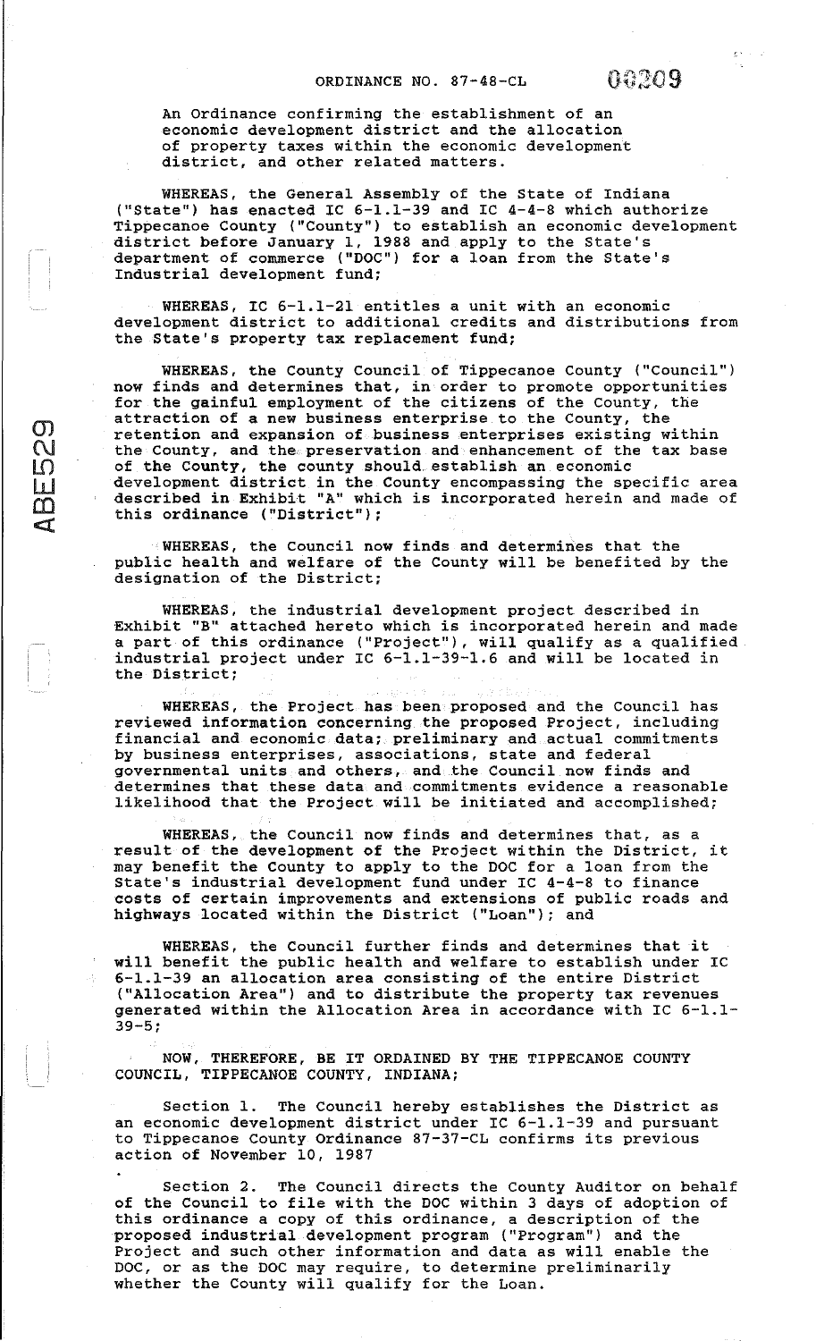# ORDINANCE NO. 87-48-CL

An Ordinance confirming the establishment of an economic development district and the allocation of property taxes within the economic development district, and other related matters.

WHEREAS, the General Assembly of the State of Indiana ("State") has enacted IC 6-1.1-39 and IC 4-4-8 which authorize Tippecanoe County ("County") to establish an economic development district before January 1, 1988 and apply to the State's department of commerce ("DOC") for a loan from the State's Industrial development fund;

WHEREAS, IC 6-1.1-21 entitles a unit with an economic development district to additional credits and distributions from the State's property tax replacement fund;

WHEREAS, the County Council of Tippecanoe County ("Council") now finds and determines that, in order to promote opportunities for the gainful employment of the citizens of the County, the attraction of a new business enterprise to the County, the retention and expansion of business enterprises existing within the County, and the preservation and enhancement of the tax base of the County, the county should establish an economic development district in the County encompassing the specific area described in Exhibit "A" which is incorporated herein and made of this ordinance ("District");

WHEREAS, the Council now finds and determines that the public health and welfare of the County will be benefited by the designation of the District;

WHEREAS, the industrial development project described in Exhibit "B" attached hereto which is incorporated herein and made a part of this ordinance ("Project"), will qualify as a qualified industrial project under IC 6-1.1-39-1.6 and will be located in the District;

WHEREAS, the Project has been proposed and the Council has reviewed information concerning the proposed Project, including financial and economic data; preliminary and actual commitments by business enterprises, associations, state and federal governmental units and others, and the Council now finds and determines that these data and commitments evidence a reasonable likelihood that the Project will be initiated and accomplished;

WHEREAS, the Council now finds and determines that, as a result of the development of the Project within the District, it may benefit the County to apply to the DOC for a loan from the State's industrial development fund under IC 4-4-8 to finance costs of certain improvements and extensions of public roads and highways located within the District ("Loan"); and

WHEREAS, the Council further finds and determines that it will benefit the public health and welfare to establish under IC 6-1.1-39 an allocation area consisting of the entire District ("Allocation Area") and to distribute the property tax revenues generated within the Allocation Area in accordance with IC 6-1.1-39-5;

NOW, THEREFORE, BE IT ORDAINED BY THE TIPPECANOE COUNTY COUNCIL, TIPPECANOE COUNTY, INDIANA;

Section 1. The Council hereby establishes the District as an economic development district under IC 6-1.1-39 and pursuant to Tippecanoe County Ordinance 87-37-CL confirms its previous action of November 10, 1987

Section 2. The Council directs the County Auditor on behalf of the Council to file with the DOC within 3 days of adoption of this ordinance a copy of this ordinance, a description of the proposed industrial development program ("Program") and the Project and such other information and data as will enable the DOC, or as the DOC may require, to determine preliminarily whether the County will qualify for the Loan.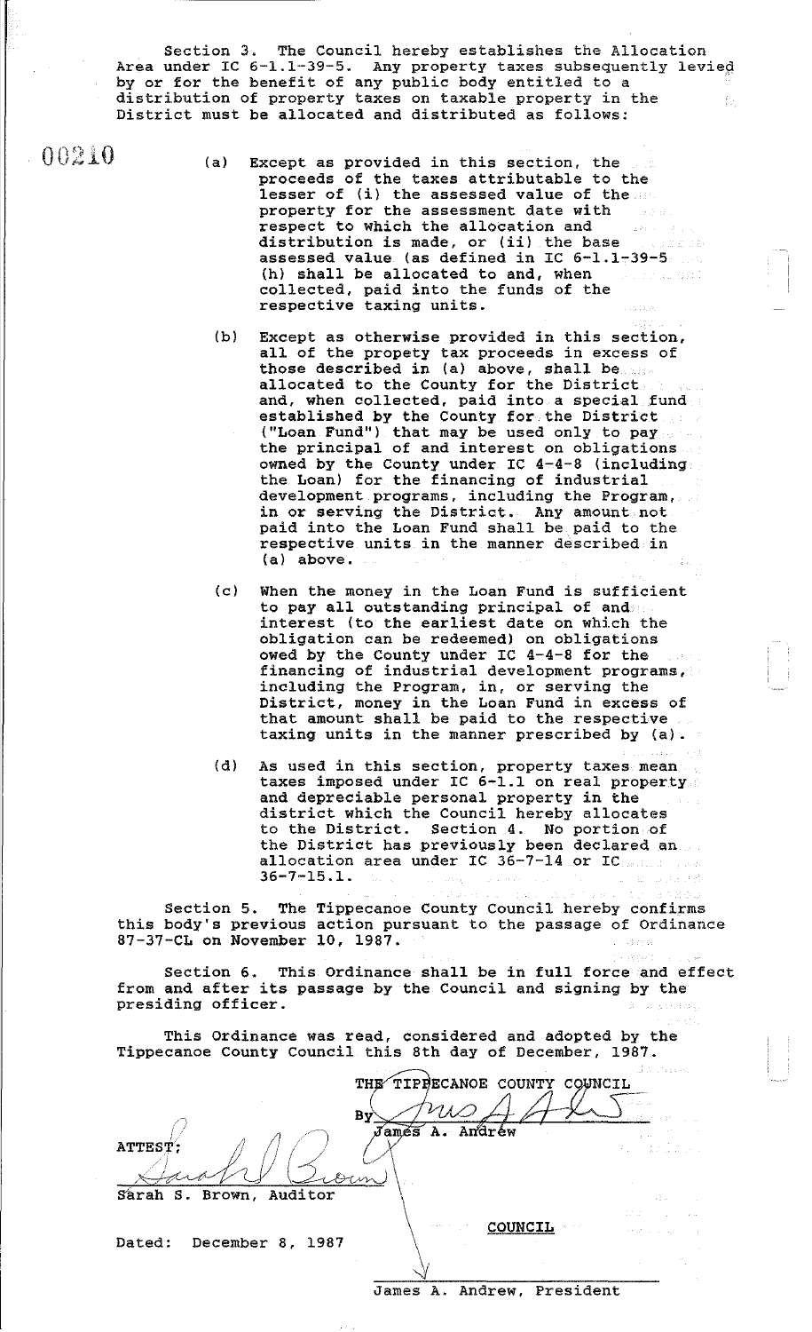Section 3. The Council hereby establishes the Allocation Area under IC 6-1.1-39-5. Any property taxes subsequently levied by or for the benefit of any public body entitled to a distribution of property taxes on taxable property in the District must be allocated and distributed as follows:

(a) Except as provided in this section, the proceeds of the taxes attributable to the lesser of (i) the assessed value of the property for the assessment date with respect to which the allocation and distribution is made, or (ii) the base assessed value (as defined in IC 6-1.1-39-5 (h) shall be allocated to and, when collected, paid into the funds of the respective taxing units.

(b) Except as otherwise provided in this section, all of the propety tax proceeds in excess of those described in (a) above, shall be allocated to the County for the District and, when collected, paid into a special fund established by the County for the District ("Loan Fund") that may be used only to pay the principal of and interest on obligations owned by the County under IC 4-4-8 (including the Loan) for the financing of industrial development programs, including the Program, in or serving the District. Any amount not paid into the Loan Fund shall be paid to the respective units in the manner described in (a) above.

(c) When the money in the Loan Fund is sufficient to pay all outstanding principal of and interest (to the earliest date on which the obligation can be redeemed) on obligations owed by the County under IC 4-4-8 for the financing of industrial development programs, including the Program, in, or serving the District, money in the Loan Fund in excess of that amount shall be paid to the respective taxing units in the manner prescribed by (a).

(d) As used in this section, property taxes mean taxes imposed under IC 6-1.1 on real property and depreciable personal property in the district which the Council hereby allocates to the District. Section 4. No portion of the District has previously been declared an allocation area under IC 36-7-14 or IC 36-7-15.1.

Section 5. The Tippecanoe County Council hereby confirms this body's previous action pursuant to the passage of Ordinance 87-37-CL on November 10, 1987.

Section 6. This Ordinance shall be in full force and effect from and after its passage by the Council and signing by the presiding officer.

This Ordinance was read, considered and adopted by the Tippecanoe County Council this 8th day of December, 1987.

THE TIPPECANOE COUNTY COUNCIL

By James A. Andrew

ATTEST:

Sarah S. Brown, Auditor

Dated: December 8, 1987

COUNCIL

James A. Andrew, President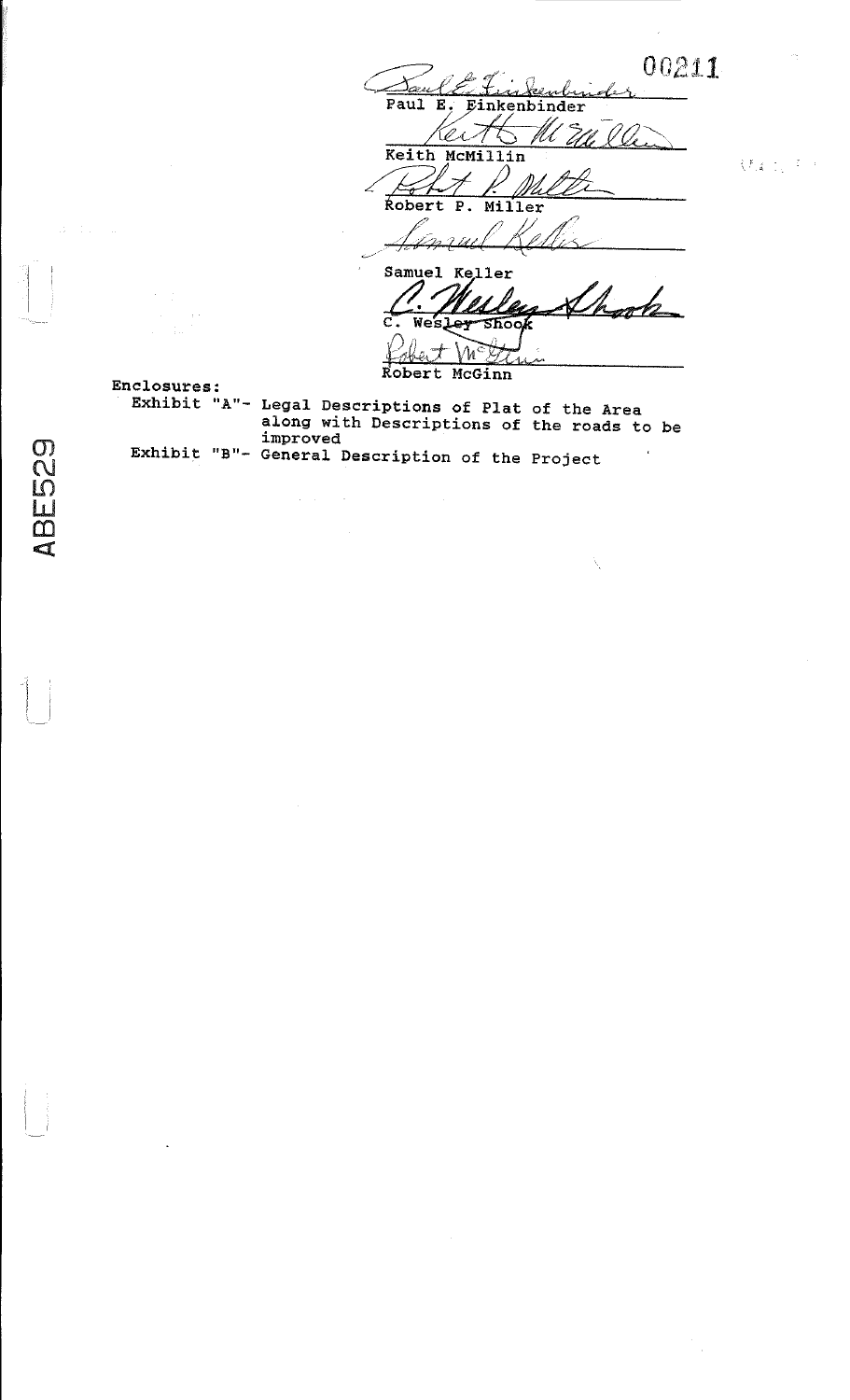00211

Paul E. Finkenbinder

Keith McMillin

Robert P. Miller

Samuel Keller

C. Wesley Shook

Robert McGinn

Enclosures:

Exhibit "A"- Legal Descriptions of Plat of the Area along with Descriptions of the roads to be improved

Exhibit "B"- General Description of the Project

ABE529